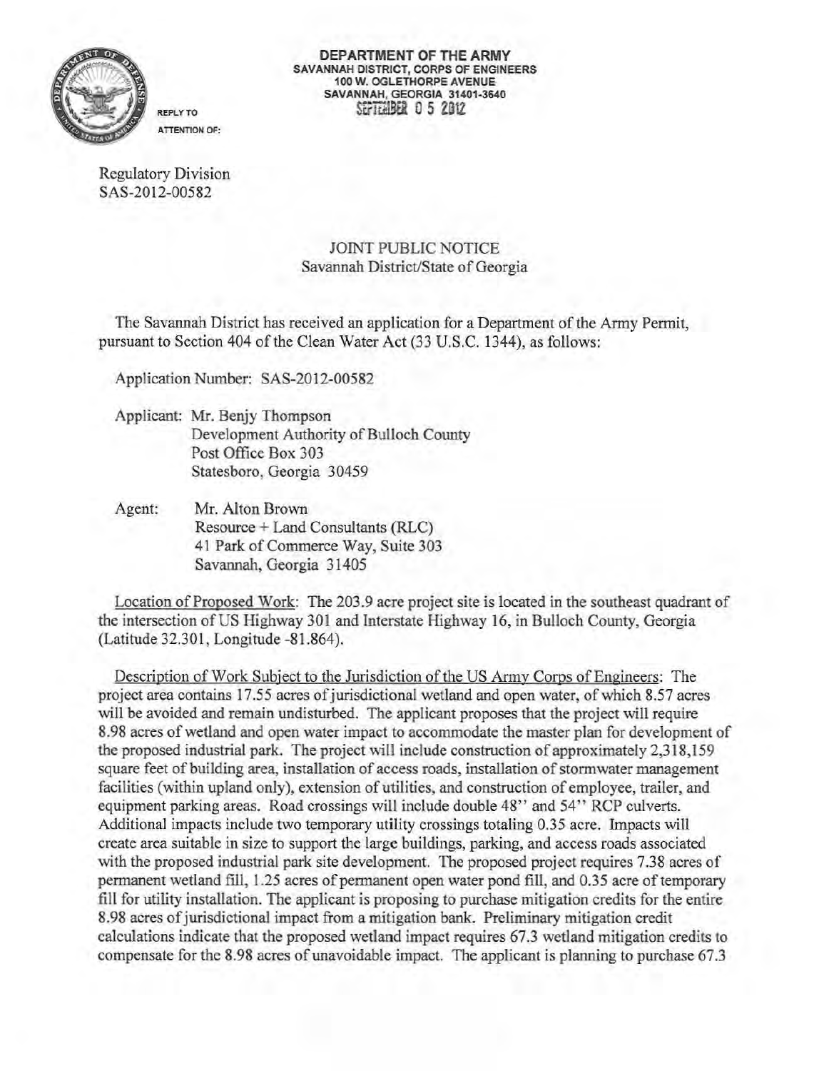**DEPARTMENT OF THE ARMY**
**SAVANNAH DISTRICT, CORPS OF ENGINEERS**
**100 W. OGLETHORPE AVENUE**
**SAVANNAH, GEORGIA 31401-3640**
SEPTEMBER 0 5 2012

REPLY TO
ATTENTION OF:

Regulatory Division
SAS-2012-00582

JOINT PUBLIC NOTICE
Savannah District/State of Georgia

The Savannah District has received an application for a Department of the Army Permit, pursuant to Section 404 of the Clean Water Act (33 U.S.C. 1344), as follows:

Application Number: SAS-2012-00582

Applicant: Mr. Benjy Thompson
Development Authority of Bulloch County
Post Office Box 303
Statesboro, Georgia 30459

Agent: Mr. Alton Brown
Resource + Land Consultants (RLC)
41 Park of Commerce Way, Suite 303
Savannah, Georgia 31405

Location of Proposed Work: The 203.9 acre project site is located in the southeast quadrant of the intersection of US Highway 301 and Interstate Highway 16, in Bulloch County, Georgia (Latitude 32.301, Longitude -81.864).

Description of Work Subject to the Jurisdiction of the US Army Corps of Engineers: The project area contains 17.55 acres of jurisdictional wetland and open water, of which 8.57 acres will be avoided and remain undisturbed. The applicant proposes that the project will require 8.98 acres of wetland and open water impact to accommodate the master plan for development of the proposed industrial park. The project will include construction of approximately 2,318,159 square feet of building area, installation of access roads, installation of stormwater management facilities (within upland only), extension of utilities, and construction of employee, trailer, and equipment parking areas. Road crossings will include double 48" and 54" RCP culverts. Additional impacts include two temporary utility crossings totaling 0.35 acre. Impacts will create area suitable in size to support the large buildings, parking, and access roads associated with the proposed industrial park site development. The proposed project requires 7.38 acres of permanent wetland fill, 1.25 acres of permanent open water pond fill, and 0.35 acre of temporary fill for utility installation. The applicant is proposing to purchase mitigation credits for the entire 8.98 acres of jurisdictional impact from a mitigation bank. Preliminary mitigation credit calculations indicate that the proposed wetland impact requires 67.3 wetland mitigation credits to compensate for the 8.98 acres of unavoidable impact. The applicant is planning to purchase 67.3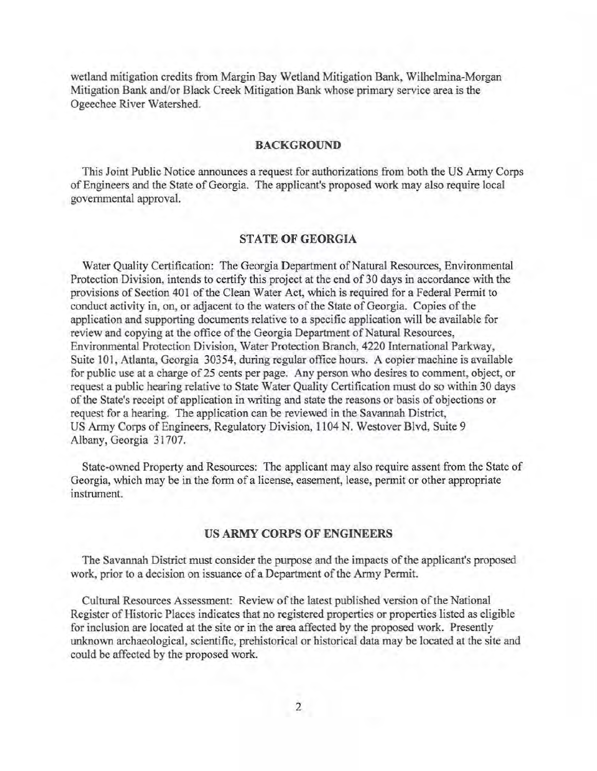wetland mitigation credits from Margin Bay Wetland Mitigation Bank, Wilhelmina-Morgan Mitigation Bank and/or Black Creek Mitigation Bank whose primary service area is the Ogeechee River Watershed.

## BACKGROUND

This Joint Public Notice announces a request for authorizations from both the US Army Corps of Engineers and the State of Georgia. The applicant's proposed work may also require local governmental approval.

## STATE OF GEORGIA

Water Quality Certification: The Georgia Department of Natural Resources, Environmental Protection Division, intends to certify this project at the end of 30 days in accordance with the provisions of Section 401 of the Clean Water Act, which is required for a Federal Permit to conduct activity in, on, or adjacent to the waters of the State of Georgia. Copies of the application and supporting documents relative to a specific application will be available for review and copying at the office of the Georgia Department of Natural Resources, Environmental Protection Division, Water Protection Branch, 4220 International Parkway, Suite 101, Atlanta, Georgia 30354, during regular office hours. A copier machine is available for public use at a charge of 25 cents per page. Any person who desires to comment, object, or request a public hearing relative to State Water Quality Certification must do so within 30 days of the State's receipt of application in writing and state the reasons or basis of objections or request for a hearing. The application can be reviewed in the Savannah District, US Army Corps of Engineers, Regulatory Division, 1104 N. Westover Blvd, Suite 9 Albany, Georgia 31707.

State-owned Property and Resources: The applicant may also require assent from the State of Georgia, which may be in the form of a license, easement, lease, permit or other appropriate instrument.

## US ARMY CORPS OF ENGINEERS

The Savannah District must consider the purpose and the impacts of the applicant's proposed work, prior to a decision on issuance of a Department of the Army Permit.

Cultural Resources Assessment: Review of the latest published version of the National Register of Historic Places indicates that no registered properties or properties listed as eligible for inclusion are located at the site or in the area affected by the proposed work. Presently unknown archaeological, scientific, prehistorical or historical data may be located at the site and could be affected by the proposed work.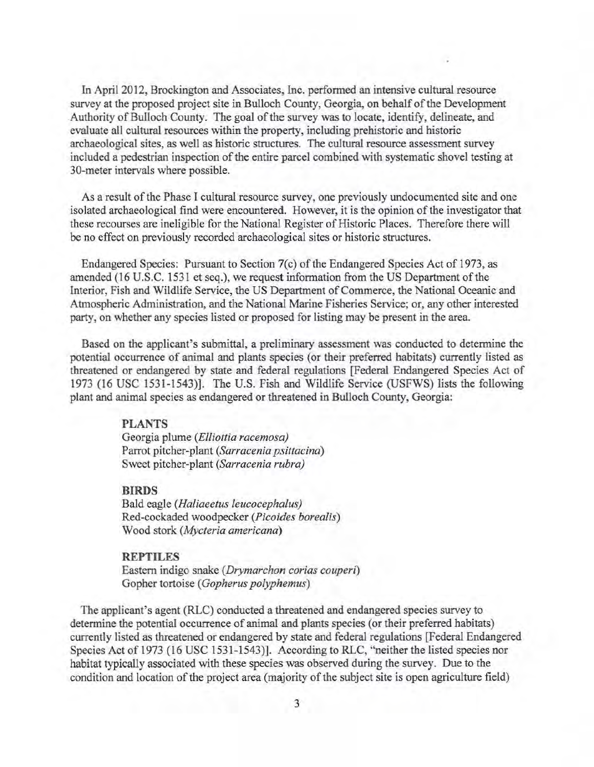In April 2012, Brockington and Associates, Inc. performed an intensive cultural resource survey at the proposed project site in Bulloch County, Georgia, on behalf of the Development Authority of Bulloch County. The goal of the survey was to locate, identify, delineate, and evaluate all cultural resources within the property, including prehistoric and historic archaeological sites, as well as historic structures. The cultural resource assessment survey included a pedestrian inspection of the entire parcel combined with systematic shovel testing at 30-meter intervals where possible.

As a result of the Phase I cultural resource survey, one previously undocumented site and one isolated archaeological find were encountered. However, it is the opinion of the investigator that these recourses are ineligible for the National Register of Historic Places. Therefore there will be no effect on previously recorded archaeological sites or historic structures.

Endangered Species: Pursuant to Section 7(c) of the Endangered Species Act of 1973, as amended (16 U.S.C. 1531 et seq.), we request information from the US Department of the Interior, Fish and Wildlife Service, the US Department of Commerce, the National Oceanic and Atmospheric Administration, and the National Marine Fisheries Service; or, any other interested party, on whether any species listed or proposed for listing may be present in the area.

Based on the applicant's submittal, a preliminary assessment was conducted to determine the potential occurrence of animal and plants species (or their preferred habitats) currently listed as threatened or endangered by state and federal regulations [Federal Endangered Species Act of 1973 (16 USC 1531-1543)]. The U.S. Fish and Wildlife Service (USFWS) lists the following plant and animal species as endangered or threatened in Bulloch County, Georgia:

**PLANTS**
Georgia plume (*Elliottia racemosa)*
Parrot pitcher-plant (*Sarracenia psittacina*)
Sweet pitcher-plant (*Sarracenia rubra)*

**BIRDS**
Bald eagle (*Haliaeetus leucocephalus)*
Red-cockaded woodpecker (*Picoides borealis*)
Wood stork (*Mycteria americana*)

**REPTILES**
Eastern indigo snake (*Drymarchon corias couperi*)
Gopher tortoise (*Gopherus polyphemus*)

The applicant's agent (RLC) conducted a threatened and endangered species survey to determine the potential occurrence of animal and plants species (or their preferred habitats) currently listed as threatened or endangered by state and federal regulations [Federal Endangered Species Act of 1973 (16 USC 1531-1543)]. According to RLC, "neither the listed species nor habitat typically associated with these species was observed during the survey. Due to the condition and location of the project area (majority of the subject site is open agriculture field)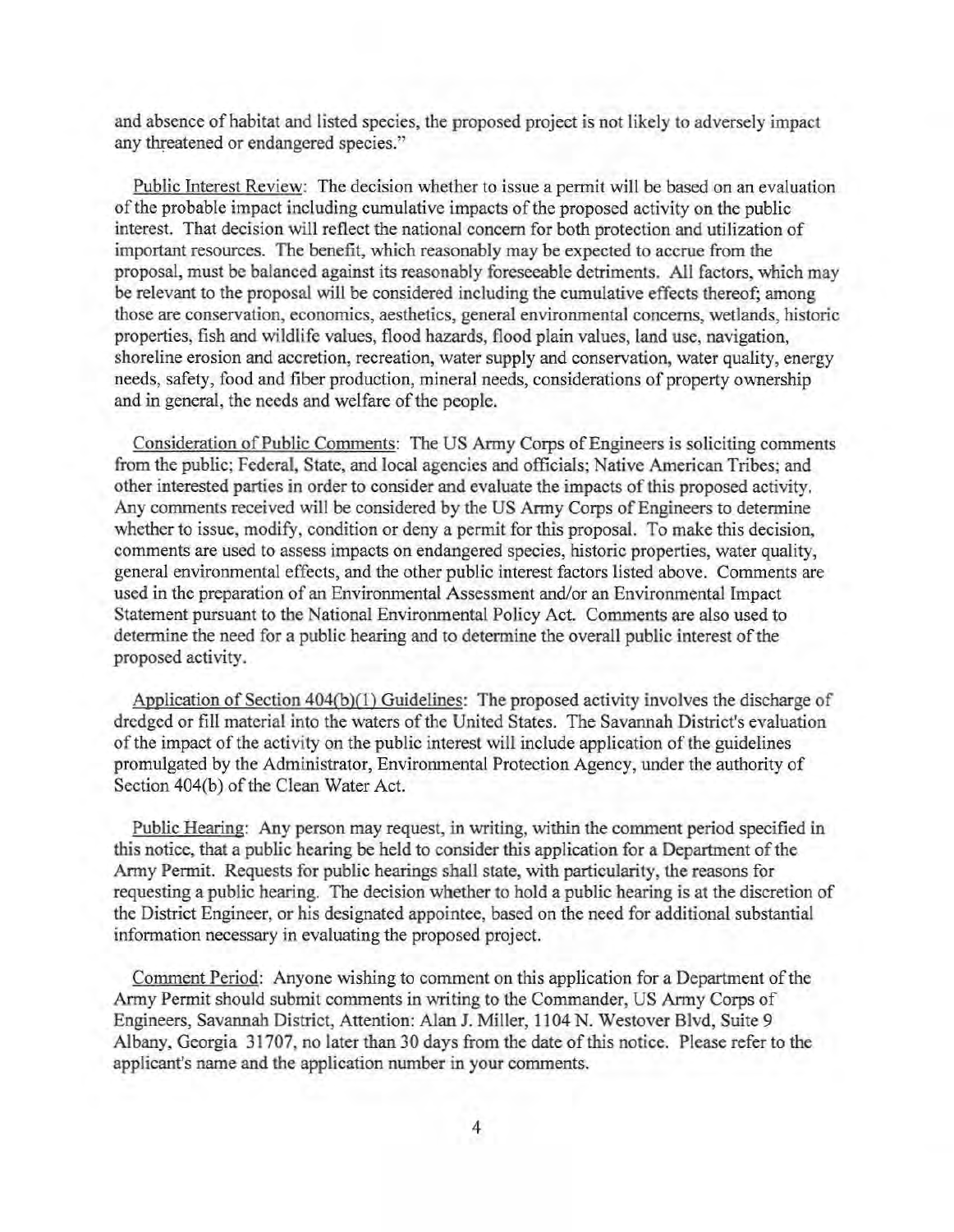and absence of habitat and listed species, the proposed project is not likely to adversely impact any threatened or endangered species."

Public Interest Review: The decision whether to issue a permit will be based on an evaluation of the probable impact including cumulative impacts of the proposed activity on the public interest. That decision will reflect the national concern for both protection and utilization of important resources. The benefit, which reasonably may be expected to accrue from the proposal, must be balanced against its reasonably foreseeable detriments. All factors, which may be relevant to the proposal will be considered including the cumulative effects thereof; among those are conservation, economics, aesthetics, general environmental concerns, wetlands, historic properties, fish and wildlife values, flood hazards, flood plain values, land use, navigation, shoreline erosion and accretion, recreation, water supply and conservation, water quality, energy needs, safety, food and fiber production, mineral needs, considerations of property ownership and in general, the needs and welfare of the people.

Consideration of Public Comments: The US Army Corps of Engineers is soliciting comments from the public; Federal, State, and local agencies and officials; Native American Tribes; and other interested parties in order to consider and evaluate the impacts of this proposed activity. Any comments received will be considered by the US Army Corps of Engineers to determine whether to issue, modify, condition or deny a permit for this proposal. To make this decision, comments are used to assess impacts on endangered species, historic properties, water quality, general environmental effects, and the other public interest factors listed above. Comments are used in the preparation of an Environmental Assessment and/or an Environmental Impact Statement pursuant to the National Environmental Policy Act. Comments are also used to determine the need for a public hearing and to determine the overall public interest of the proposed activity.

Application of Section 404(b)(1) Guidelines: The proposed activity involves the discharge of dredged or fill material into the waters of the United States. The Savannah District's evaluation of the impact of the activity on the public interest will include application of the guidelines promulgated by the Administrator, Environmental Protection Agency, under the authority of Section 404(b) of the Clean Water Act.

Public Hearing: Any person may request, in writing, within the comment period specified in this notice, that a public hearing be held to consider this application for a Department of the Army Permit. Requests for public hearings shall state, with particularity, the reasons for requesting a public hearing. The decision whether to hold a public hearing is at the discretion of the District Engineer, or his designated appointee, based on the need for additional substantial information necessary in evaluating the proposed project.

Comment Period: Anyone wishing to comment on this application for a Department of the Army Permit should submit comments in writing to the Commander, US Army Corps of Engineers, Savannah District, Attention: Alan J. Miller, 1104 N. Westover Blvd, Suite 9 Albany, Georgia 31707, no later than 30 days from the date of this notice. Please refer to the applicant's name and the application number in your comments.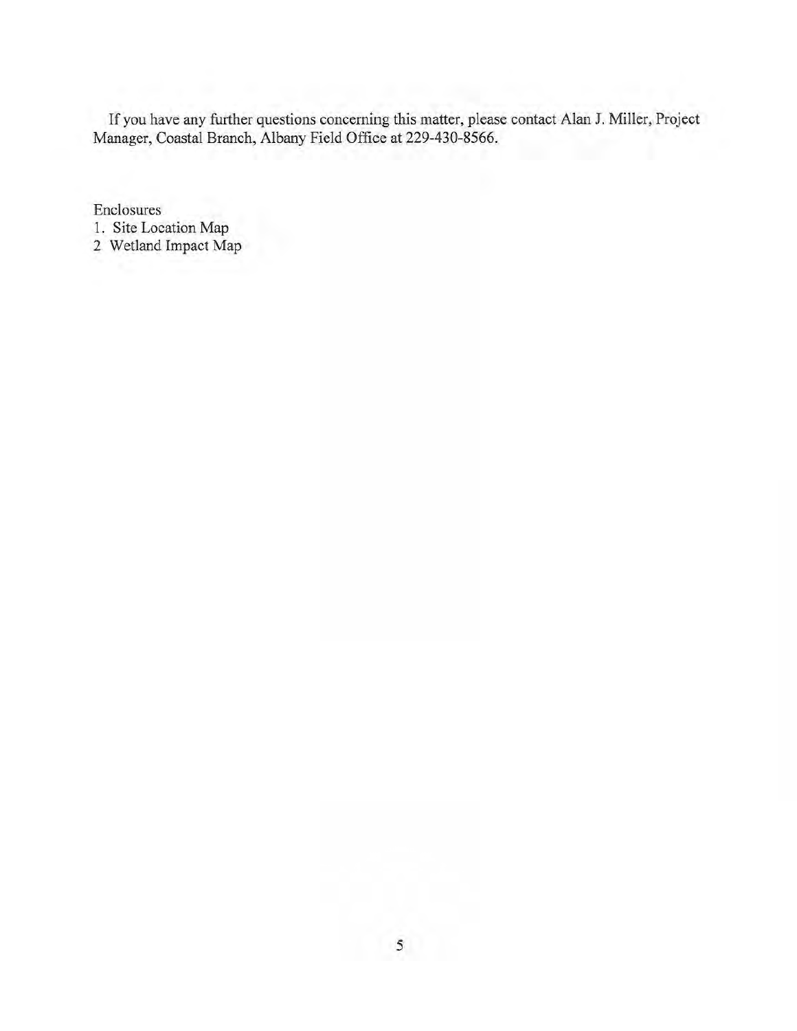If you have any further questions concerning this matter, please contact Alan J. Miller, Project Manager, Coastal Branch, Albany Field Office at 229-430-8566.

Enclosures

1. Site Location Map
2 Wetland Impact Map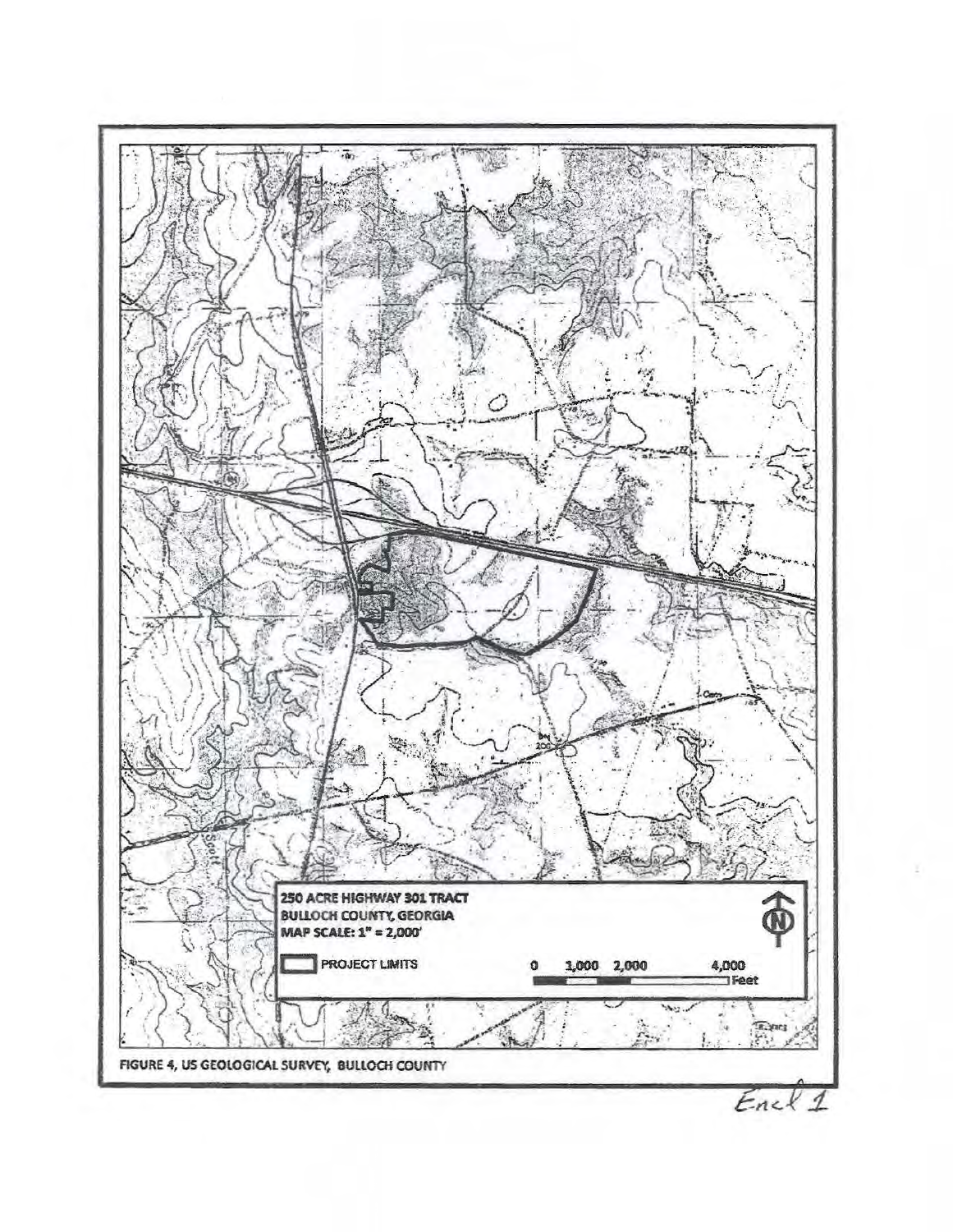250 ACRE HIGHWAY 301 TRACT
BULLOCH COUNTY, GEORGIA
MAP SCALE: 1" = 2,000'

PROJECT LIMITS

0 1,000 2,000 4,000 Feet

FIGURE 4, US GEOLOGICAL SURVEY, BULLOCH COUNTY

Encl 1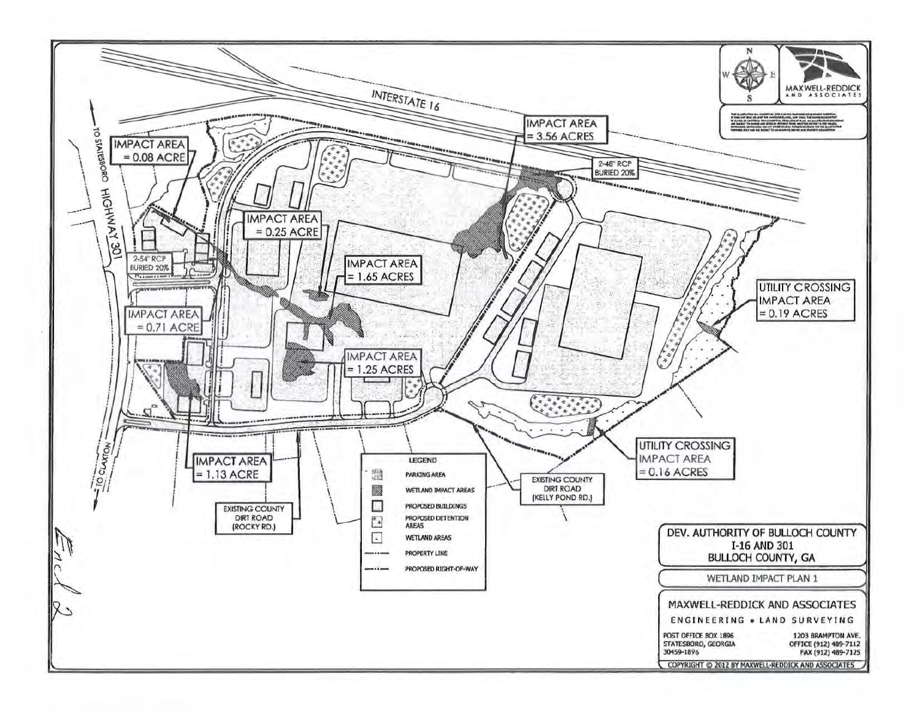INTERSTATE 16

TO STATESBORO

HIGHWAY 301

TO CLAXTON

IMPACT AREA = 0.08 ACRE

IMPACT AREA = 3.56 ACRES

2-48" RCP BURIED 20%

IMPACT AREA = 0.25 ACRE

2-54" RCP BURIED 20%

IMPACT AREA = 1.65 ACRES

IMPACT AREA = 0.71 ACRE

IMPACT AREA = 1.25 ACRES

UTILITY CROSSING IMPACT AREA = 0.19 ACRES

UTILITY CROSSING IMPACT AREA = 0.16 ACRES

IMPACT AREA = 1.13 ACRE

EXISTING COUNTY DIRT ROAD (ROCKY RD.)

EXISTING COUNTY DIRT ROAD (KELLY POND RD.)

LEGEND

- PARKING AREA
- WETLAND IMPACT AREAS
- PROPOSED BUILDINGS
- PROPOSED DETENTION AREAS
- WETLAND AREAS
- PROPERTY LINE
- PROPOSED RIGHT-OF-WAY

MAXWELL-REDDICK AND ASSOCIATES

DEV. AUTHORITY OF BULLOCH COUNTY
I-16 AND 301
BULLOCH COUNTY, GA

WETLAND IMPACT PLAN 1

MAXWELL-REDDICK AND ASSOCIATES
ENGINEERING • LAND SURVEYING

POST OFFICE BOX 1896
STATESBORO, GEORGIA
30459-1896

1203 BRAMPTON AVE.
OFFICE (912) 489-7112
FAX (912) 489-7125

COPYRIGHT © 2012 BY MAXWELL-REDDICK AND ASSOCIATES

Encl 2